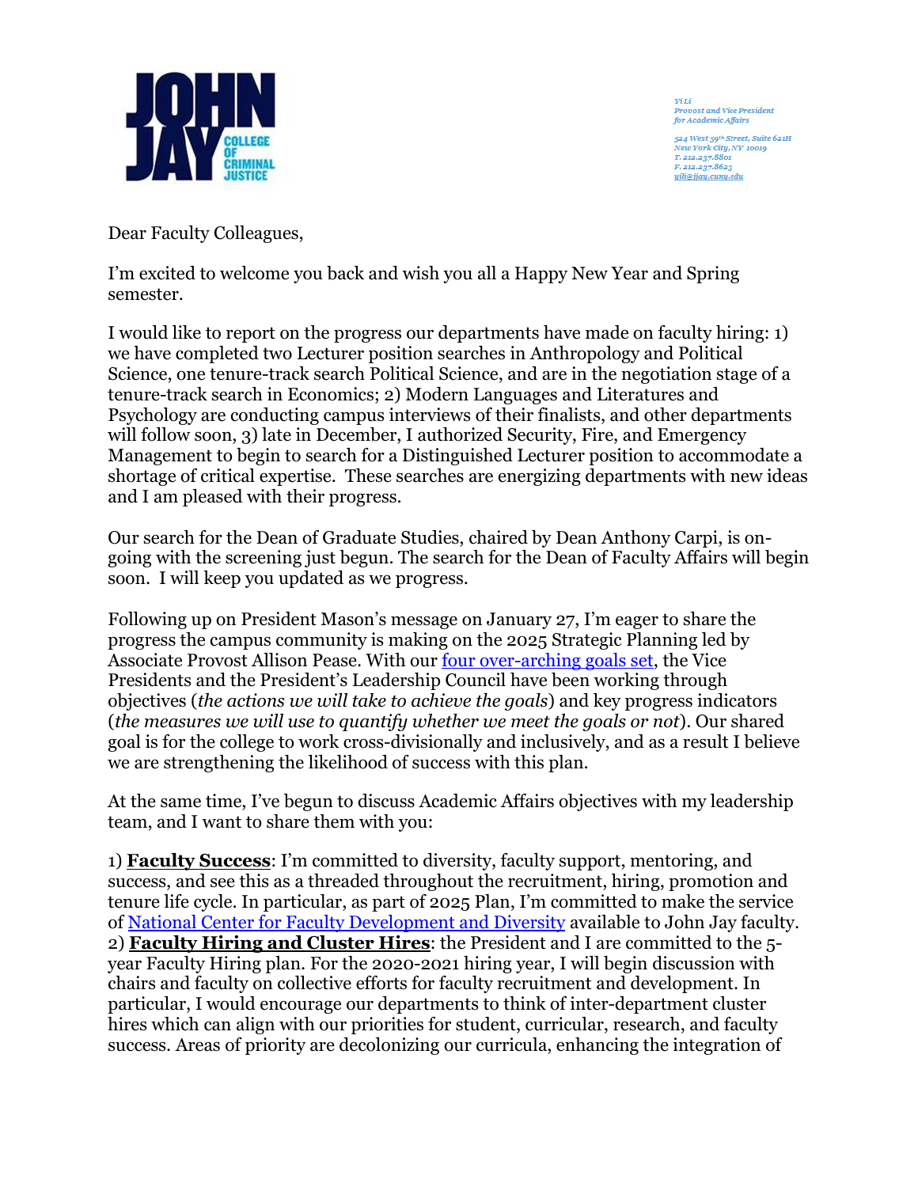JOHN JAY COLLEGE OF CRIMINAL JUSTICE

*Yi Li*
*Provost and Vice President for Academic Affairs*

*524 West 59th Street, Suite 621H*
*New York City, NY 10019*
*T. 212.237.8801*
*F. 212.237.8623*
*yili@jjay.cuny.edu*

Dear Faculty Colleagues,

I'm excited to welcome you back and wish you all a Happy New Year and Spring semester.

I would like to report on the progress our departments have made on faculty hiring: 1) we have completed two Lecturer position searches in Anthropology and Political Science, one tenure-track search Political Science, and are in the negotiation stage of a tenure-track search in Economics; 2) Modern Languages and Literatures and Psychology are conducting campus interviews of their finalists, and other departments will follow soon, 3) late in December, I authorized Security, Fire, and Emergency Management to begin to search for a Distinguished Lecturer position to accommodate a shortage of critical expertise. These searches are energizing departments with new ideas and I am pleased with their progress.

Our search for the Dean of Graduate Studies, chaired by Dean Anthony Carpi, is on-going with the screening just begun. The search for the Dean of Faculty Affairs will begin soon. I will keep you updated as we progress.

Following up on President Mason's message on January 27, I'm eager to share the progress the campus community is making on the 2025 Strategic Planning led by Associate Provost Allison Pease. With our four over-arching goals set, the Vice Presidents and the President's Leadership Council have been working through objectives (*the actions we will take to achieve the goals*) and key progress indicators (*the measures we will use to quantify whether we meet the goals or not*). Our shared goal is for the college to work cross-divisionally and inclusively, and as a result I believe we are strengthening the likelihood of success with this plan.

At the same time, I've begun to discuss Academic Affairs objectives with my leadership team, and I want to share them with you:

1) **Faculty Success**: I'm committed to diversity, faculty support, mentoring, and success, and see this as a threaded throughout the recruitment, hiring, promotion and tenure life cycle. In particular, as part of 2025 Plan, I'm committed to make the service of National Center for Faculty Development and Diversity available to John Jay faculty.
2) **Faculty Hiring and Cluster Hires**: the President and I are committed to the 5-year Faculty Hiring plan. For the 2020-2021 hiring year, I will begin discussion with chairs and faculty on collective efforts for faculty recruitment and development. In particular, I would encourage our departments to think of inter-department cluster hires which can align with our priorities for student, curricular, research, and faculty success. Areas of priority are decolonizing our curricula, enhancing the integration of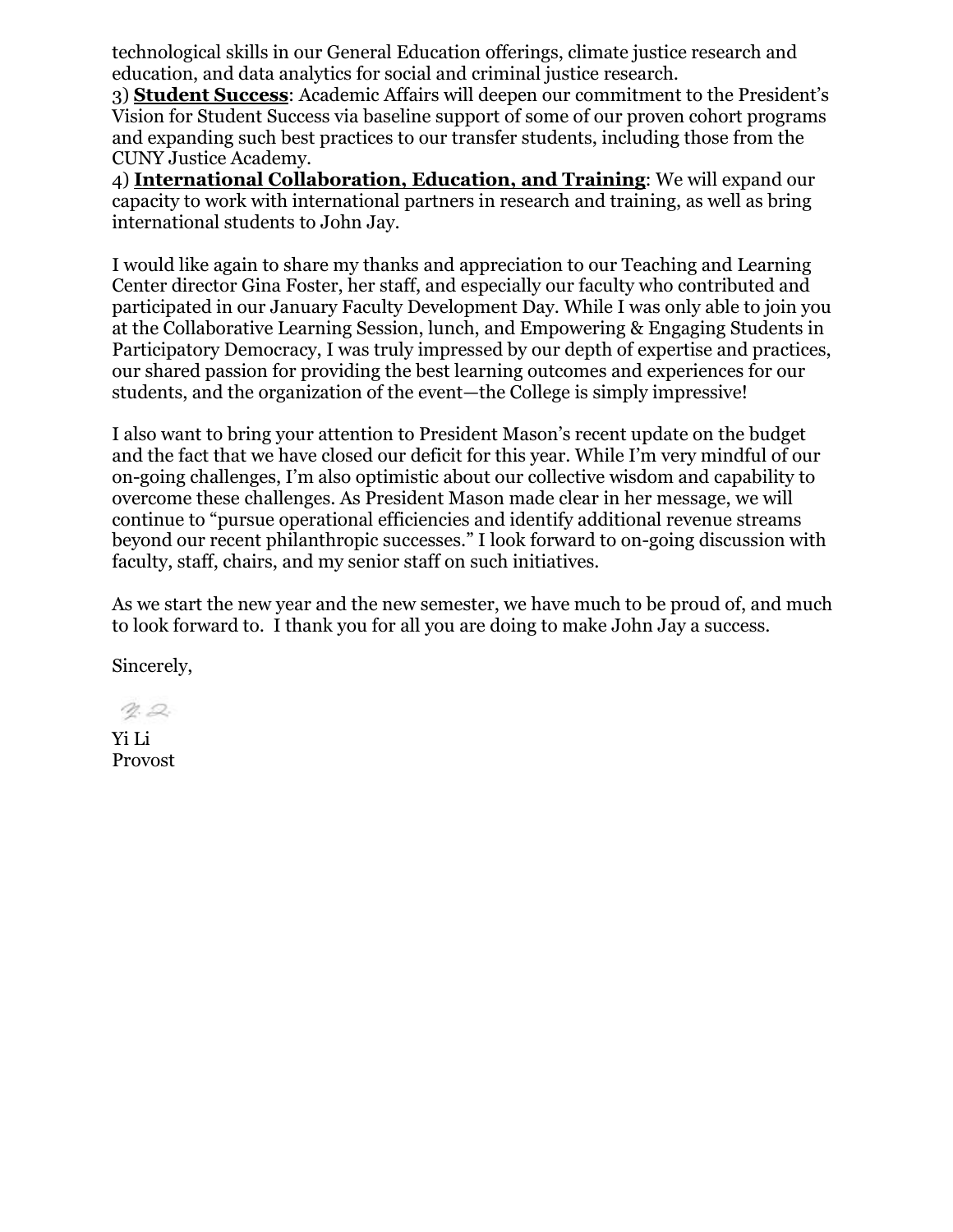technological skills in our General Education offerings, climate justice research and education, and data analytics for social and criminal justice research.

3) **Student Success**: Academic Affairs will deepen our commitment to the President's Vision for Student Success via baseline support of some of our proven cohort programs and expanding such best practices to our transfer students, including those from the CUNY Justice Academy.

4) **International Collaboration, Education, and Training**: We will expand our capacity to work with international partners in research and training, as well as bring international students to John Jay.

I would like again to share my thanks and appreciation to our Teaching and Learning Center director Gina Foster, her staff, and especially our faculty who contributed and participated in our January Faculty Development Day. While I was only able to join you at the Collaborative Learning Session, lunch, and Empowering & Engaging Students in Participatory Democracy, I was truly impressed by our depth of expertise and practices, our shared passion for providing the best learning outcomes and experiences for our students, and the organization of the event—the College is simply impressive!

I also want to bring your attention to President Mason's recent update on the budget and the fact that we have closed our deficit for this year. While I'm very mindful of our on-going challenges, I'm also optimistic about our collective wisdom and capability to overcome these challenges. As President Mason made clear in her message, we will continue to "pursue operational efficiencies and identify additional revenue streams beyond our recent philanthropic successes." I look forward to on-going discussion with faculty, staff, chairs, and my senior staff on such initiatives.

As we start the new year and the new semester, we have much to be proud of, and much to look forward to. I thank you for all you are doing to make John Jay a success.

Sincerely,

Yi Li
Provost